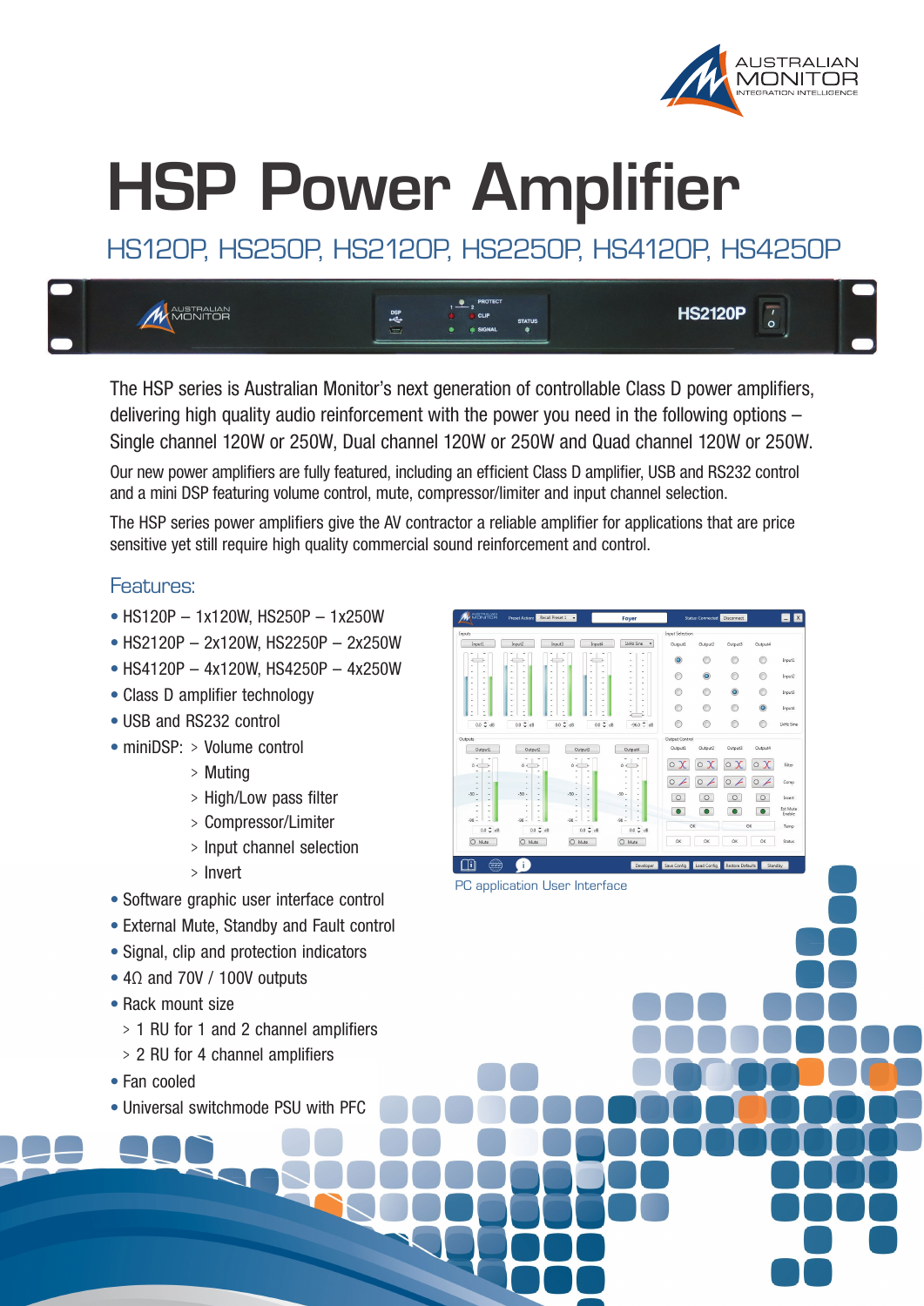# HSP Power Amplifier

## HS120P, HS250P, HS2120P, HS2250P, HS4120P, HS4250P

The HSP series is Australian Monitor's next generation of controllable Class D power amplifiers, delivering high quality audio reinforcement with the power you need in the following options – Single channel 120W or 250W, Dual channel 120W or 250W and Quad channel 120W or 250W.

Our new power amplifiers are fully featured, including an efficient Class D amplifier, USB and RS232 control and a mini DSP featuring volume control, mute, compressor/limiter and input channel selection.

The HSP series power amplifiers give the AV contractor a reliable amplifier for applications that are price sensitive yet still require high quality commercial sound reinforcement and control.

## Features:

- HS120P – 1x120W, HS250P – 1x250W
- HS2120P – 2x120W, HS2250P – 2x250W
- HS4120P – 4x120W, HS4250P – 4x250W
- Class D amplifier technology
- USB and RS232 control
- miniDSP:
  - > Volume control
  - > Muting
  - > High/Low pass filter
  - > Compressor/Limiter
  - > Input channel selection
  - > Invert
- Software graphic user interface control
- External Mute, Standby and Fault control
- Signal, clip and protection indicators
- 4Ω and 70V / 100V outputs
- Rack mount size
  - > 1 RU for 1 and 2 channel amplifiers
  - > 2 RU for 4 channel amplifiers
- Fan cooled
- Universal switchmode PSU with PFC

PC application User Interface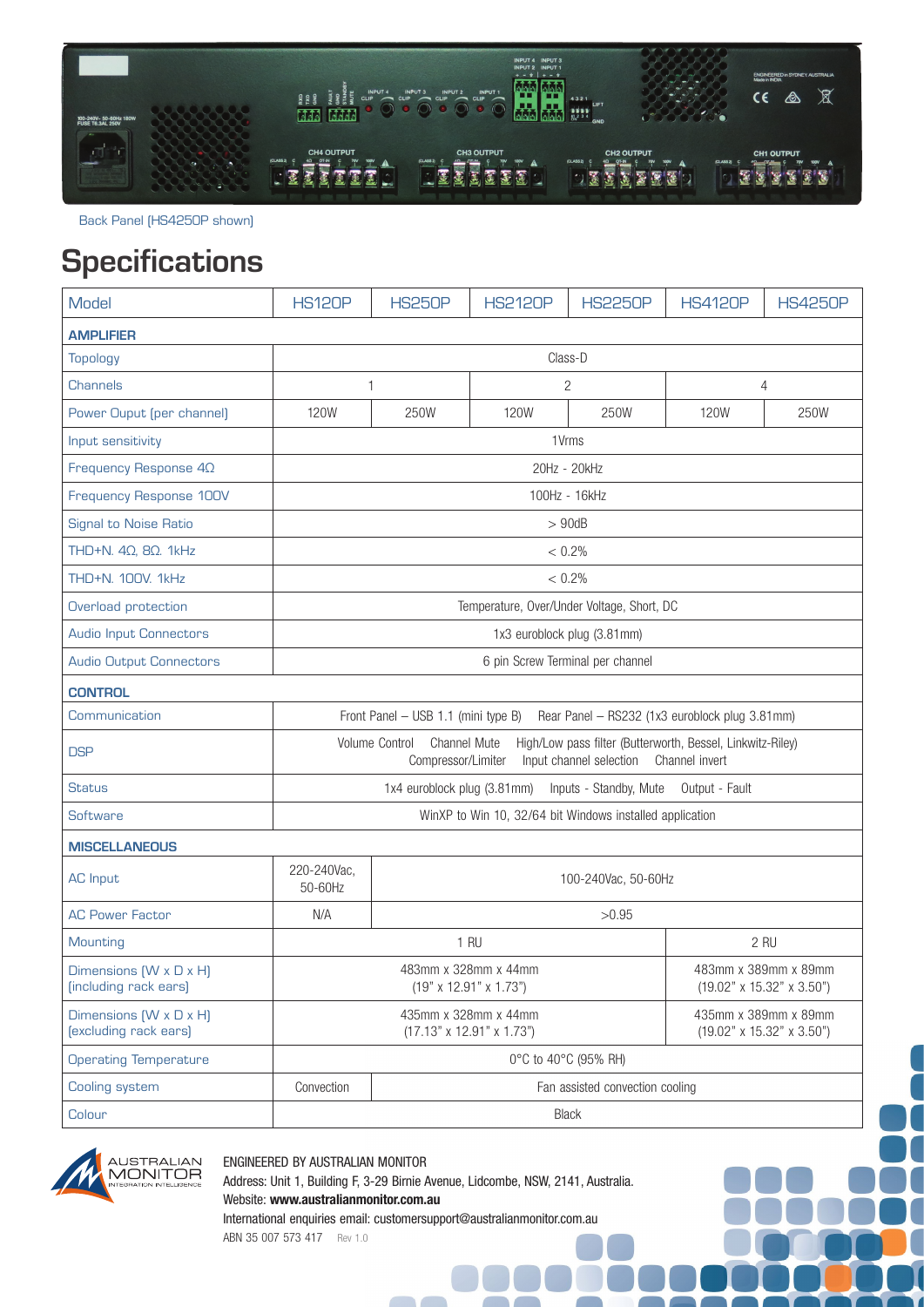Back Panel (HS4250P shown)

# Specifications

| Model | HS120P | HS250P | HS2120P | HS2250P | HS4120P | HS4250P |
|---|---|---|---|---|---|---|
| **AMPLIFIER** | | | | | | |
| Topology | Class-D | | | | | |
| Channels | 1 | | 2 | | 4 | |
| Power Ouput (per channel) | 120W | 250W | 120W | 250W | 120W | 250W |
| Input sensitivity | 1Vrms | | | | | |
| Frequency Response 4Ω | 20Hz - 20kHz | | | | | |
| Frequency Response 100V | 100Hz - 16kHz | | | | | |
| Signal to Noise Ratio | > 90dB | | | | | |
| THD+N. 4Ω, 8Ω. 1kHz | < 0.2% | | | | | |
| THD+N. 100V. 1kHz | < 0.2% | | | | | |
| Overload protection | Temperature, Over/Under Voltage, Short, DC | | | | | |
| Audio Input Connectors | 1x3 euroblock plug (3.81mm) | | | | | |
| Audio Output Connectors | 6 pin Screw Terminal per channel | | | | | |
| **CONTROL** | | | | | | |
| Communication | Front Panel – USB 1.1 (mini type B) Rear Panel – RS232 (1x3 euroblock plug 3.81mm) | | | | | |
| DSP | Volume Control Channel Mute High/Low pass filter (Butterworth, Bessel, Linkwitz-Riley) Compressor/Limiter Input channel selection Channel invert | | | | | |
| Status | 1x4 euroblock plug (3.81mm) Inputs - Standby, Mute Output - Fault | | | | | |
| Software | WinXP to Win 10, 32/64 bit Windows installed application | | | | | |
| **MISCELLANEOUS** | | | | | | |
| AC Input | 220-240Vac, 50-60Hz | 100-240Vac, 50-60Hz | | | | |
| AC Power Factor | N/A | >0.95 | | | | |
| Mounting | 1 RU | | | | 2 RU | |
| Dimensions (W x D x H) (including rack ears) | 483mm x 328mm x 44mm (19" x 12.91" x 1.73") | | | | 483mm x 389mm x 89mm (19.02" x 15.32" x 3.50") | |
| Dimensions (W x D x H) (excluding rack ears) | 435mm x 328mm x 44mm (17.13" x 12.91" x 1.73") | | | | 435mm x 389mm x 89mm (19.02" x 15.32" x 3.50") | |
| Operating Temperature | 0°C to 40°C (95% RH) | | | | | |
| Cooling system | Convection | Fan assisted convection cooling | | | | |
| Colour | Black | | | | | |

AUSTRALIAN MONITOR INTEGRATION INTELLIGENCE

ENGINEERED BY AUSTRALIAN MONITOR
Address: Unit 1, Building F, 3-29 Birnie Avenue, Lidcombe, NSW, 2141, Australia.
Website: **www.australianmonitor.com.au**
International enquiries email: customersupport@australianmonitor.com.au
ABN 35 007 573 417 Rev 1.0